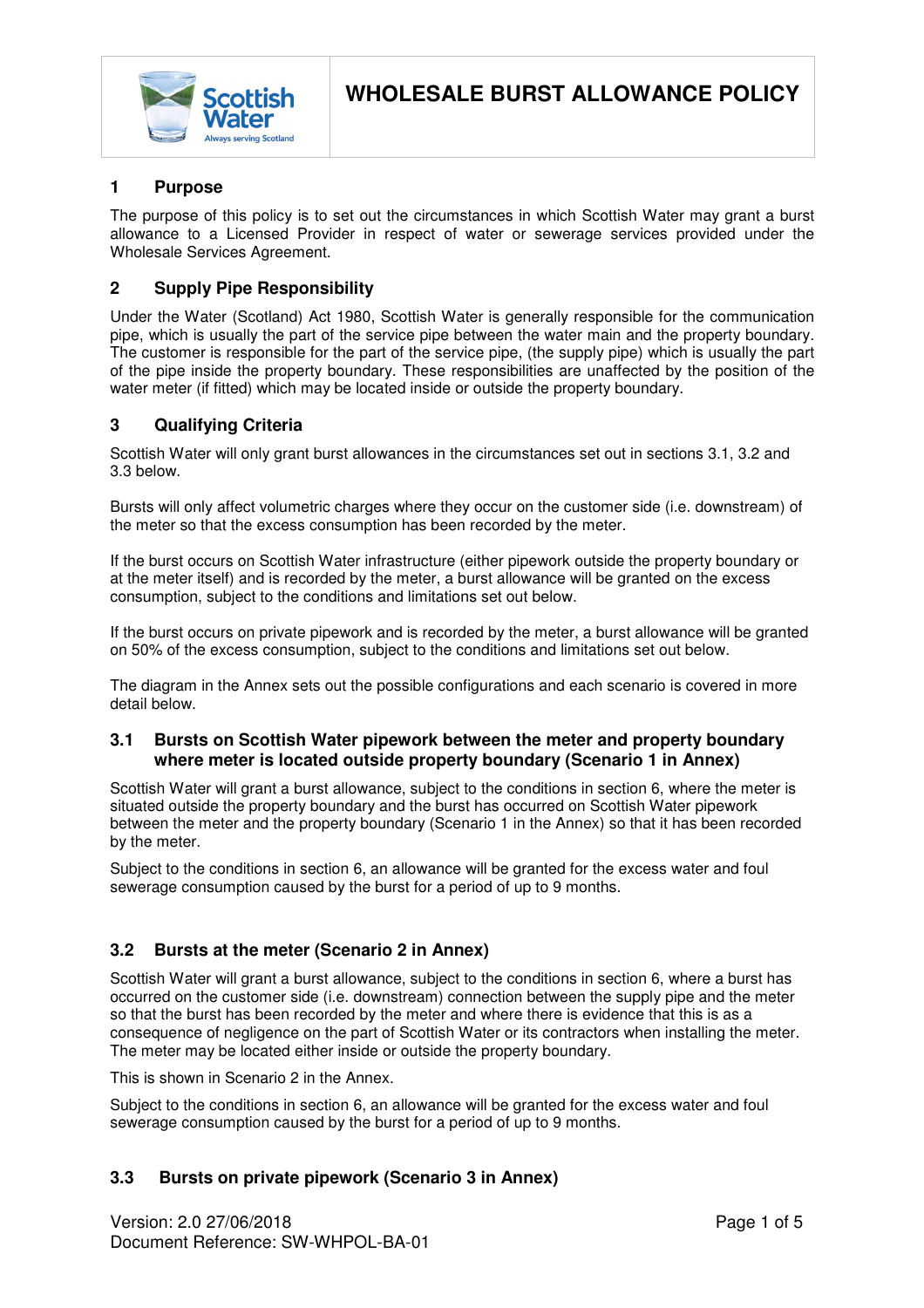# WHOLESALE BURST ALLOWANCE POLICY

## 1 Purpose

The purpose of this policy is to set out the circumstances in which Scottish Water may grant a burst allowance to a Licensed Provider in respect of water or sewerage services provided under the Wholesale Services Agreement.

## 2 Supply Pipe Responsibility

Under the Water (Scotland) Act 1980, Scottish Water is generally responsible for the communication pipe, which is usually the part of the service pipe between the water main and the property boundary. The customer is responsible for the part of the service pipe, (the supply pipe) which is usually the part of the pipe inside the property boundary. These responsibilities are unaffected by the position of the water meter (if fitted) which may be located inside or outside the property boundary.

## 3 Qualifying Criteria

Scottish Water will only grant burst allowances in the circumstances set out in sections 3.1, 3.2 and 3.3 below.

Bursts will only affect volumetric charges where they occur on the customer side (i.e. downstream) of the meter so that the excess consumption has been recorded by the meter.

If the burst occurs on Scottish Water infrastructure (either pipework outside the property boundary or at the meter itself) and is recorded by the meter, a burst allowance will be granted on the excess consumption, subject to the conditions and limitations set out below.

If the burst occurs on private pipework and is recorded by the meter, a burst allowance will be granted on 50% of the excess consumption, subject to the conditions and limitations set out below.

The diagram in the Annex sets out the possible configurations and each scenario is covered in more detail below.

### 3.1 Bursts on Scottish Water pipework between the meter and property boundary where meter is located outside property boundary (Scenario 1 in Annex)

Scottish Water will grant a burst allowance, subject to the conditions in section 6, where the meter is situated outside the property boundary and the burst has occurred on Scottish Water pipework between the meter and the property boundary (Scenario 1 in the Annex) so that it has been recorded by the meter.

Subject to the conditions in section 6, an allowance will be granted for the excess water and foul sewerage consumption caused by the burst for a period of up to 9 months.

### 3.2 Bursts at the meter (Scenario 2 in Annex)

Scottish Water will grant a burst allowance, subject to the conditions in section 6, where a burst has occurred on the customer side (i.e. downstream) connection between the supply pipe and the meter so that the burst has been recorded by the meter and where there is evidence that this is as a consequence of negligence on the part of Scottish Water or its contractors when installing the meter. The meter may be located either inside or outside the property boundary.

This is shown in Scenario 2 in the Annex.

Subject to the conditions in section 6, an allowance will be granted for the excess water and foul sewerage consumption caused by the burst for a period of up to 9 months.

### 3.3 Bursts on private pipework (Scenario 3 in Annex)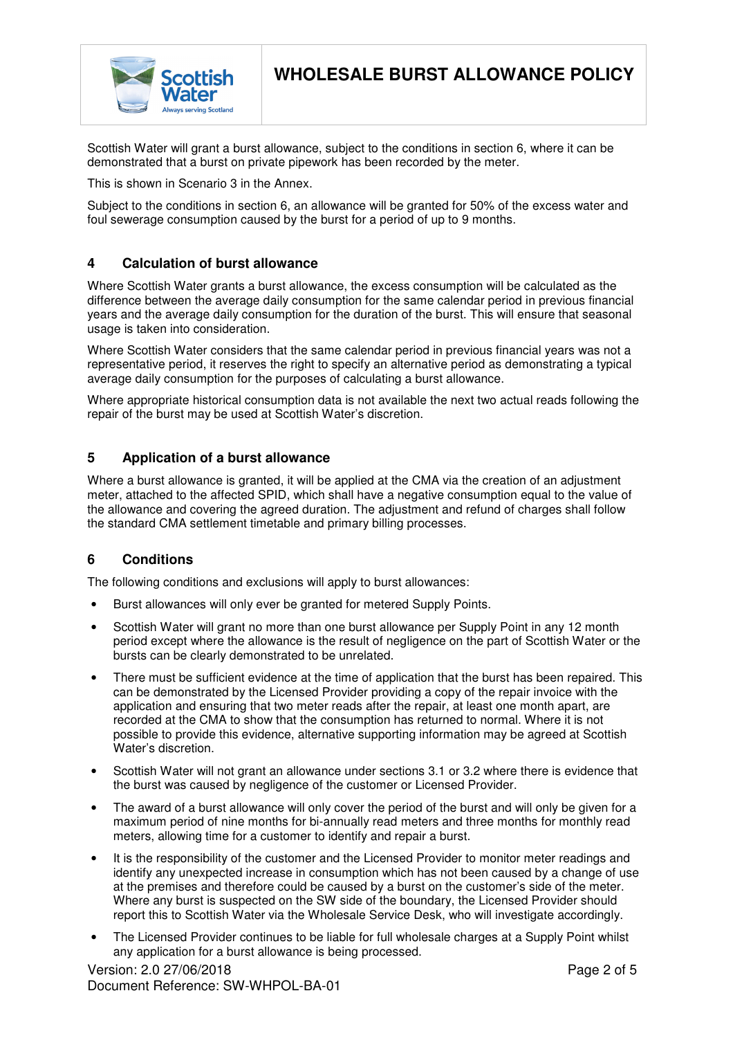Scottish Water will grant a burst allowance, subject to the conditions in section 6, where it can be demonstrated that a burst on private pipework has been recorded by the meter.

This is shown in Scenario 3 in the Annex.

Subject to the conditions in section 6, an allowance will be granted for 50% of the excess water and foul sewerage consumption caused by the burst for a period of up to 9 months.

## 4 Calculation of burst allowance

Where Scottish Water grants a burst allowance, the excess consumption will be calculated as the difference between the average daily consumption for the same calendar period in previous financial years and the average daily consumption for the duration of the burst. This will ensure that seasonal usage is taken into consideration.

Where Scottish Water considers that the same calendar period in previous financial years was not a representative period, it reserves the right to specify an alternative period as demonstrating a typical average daily consumption for the purposes of calculating a burst allowance.

Where appropriate historical consumption data is not available the next two actual reads following the repair of the burst may be used at Scottish Water's discretion.

## 5 Application of a burst allowance

Where a burst allowance is granted, it will be applied at the CMA via the creation of an adjustment meter, attached to the affected SPID, which shall have a negative consumption equal to the value of the allowance and covering the agreed duration. The adjustment and refund of charges shall follow the standard CMA settlement timetable and primary billing processes.

## 6 Conditions

The following conditions and exclusions will apply to burst allowances:

- Burst allowances will only ever be granted for metered Supply Points.
- Scottish Water will grant no more than one burst allowance per Supply Point in any 12 month period except where the allowance is the result of negligence on the part of Scottish Water or the bursts can be clearly demonstrated to be unrelated.
- There must be sufficient evidence at the time of application that the burst has been repaired. This can be demonstrated by the Licensed Provider providing a copy of the repair invoice with the application and ensuring that two meter reads after the repair, at least one month apart, are recorded at the CMA to show that the consumption has returned to normal. Where it is not possible to provide this evidence, alternative supporting information may be agreed at Scottish Water's discretion.
- Scottish Water will not grant an allowance under sections 3.1 or 3.2 where there is evidence that the burst was caused by negligence of the customer or Licensed Provider.
- The award of a burst allowance will only cover the period of the burst and will only be given for a maximum period of nine months for bi-annually read meters and three months for monthly read meters, allowing time for a customer to identify and repair a burst.
- It is the responsibility of the customer and the Licensed Provider to monitor meter readings and identify any unexpected increase in consumption which has not been caused by a change of use at the premises and therefore could be caused by a burst on the customer's side of the meter. Where any burst is suspected on the SW side of the boundary, the Licensed Provider should report this to Scottish Water via the Wholesale Service Desk, who will investigate accordingly.
- The Licensed Provider continues to be liable for full wholesale charges at a Supply Point whilst any application for a burst allowance is being processed.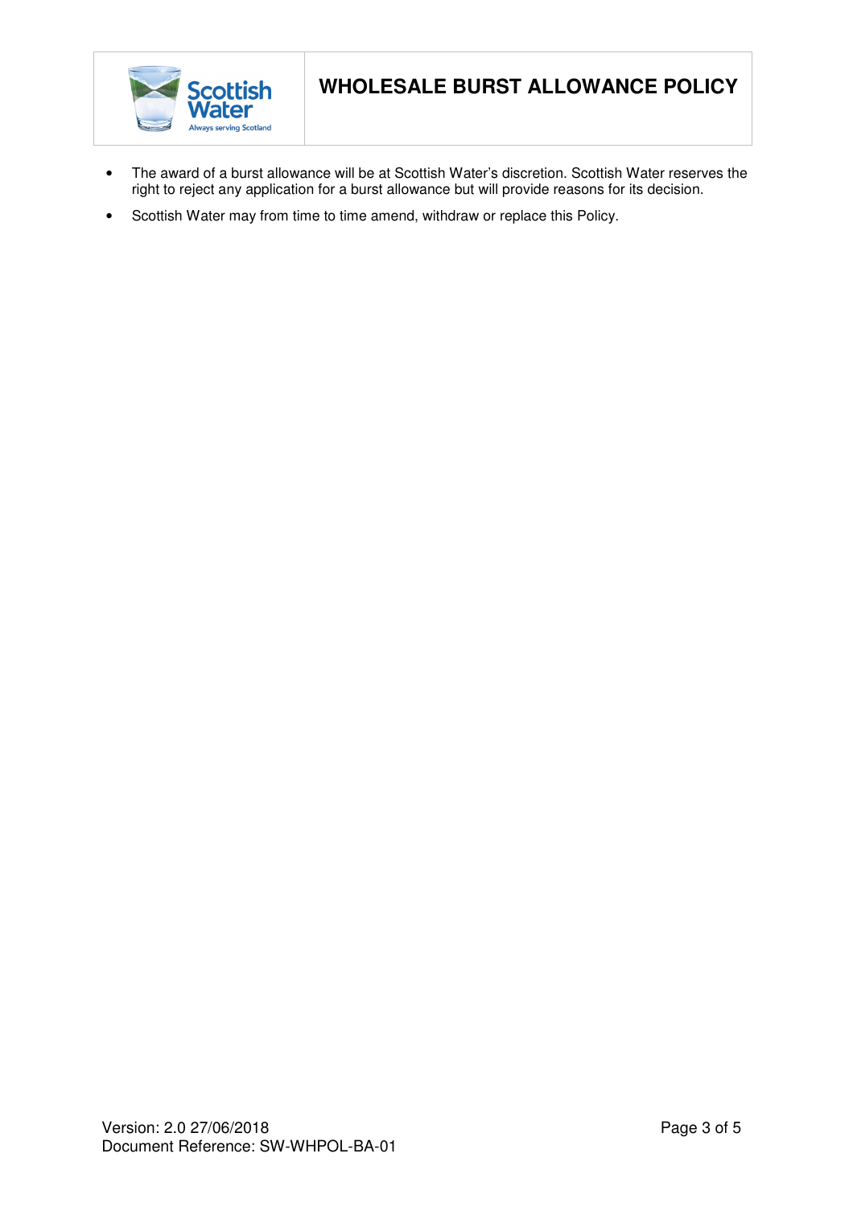- The award of a burst allowance will be at Scottish Water's discretion. Scottish Water reserves the right to reject any application for a burst allowance but will provide reasons for its decision.
- Scottish Water may from time to time amend, withdraw or replace this Policy.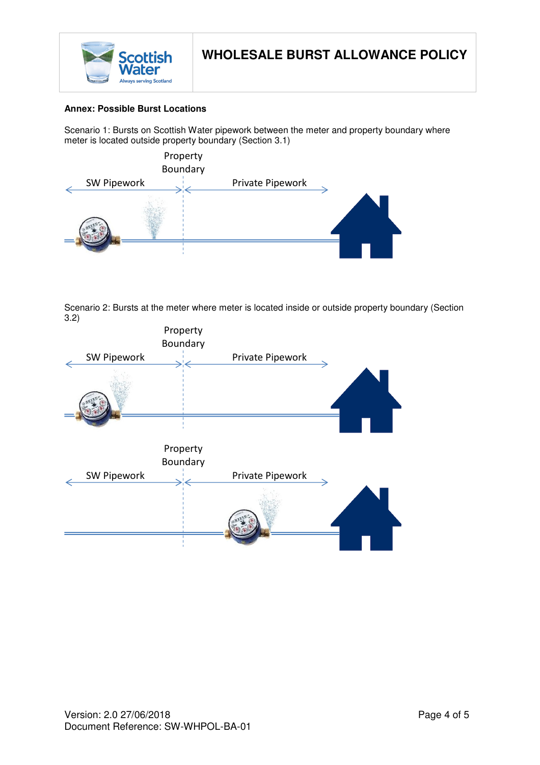**Annex: Possible Burst Locations**

Scenario 1: Bursts on Scottish Water pipework between the meter and property boundary where meter is located outside property boundary (Section 3.1)

Property Boundary

SW Pipework

Private Pipework

Scenario 2: Bursts at the meter where meter is located inside or outside property boundary (Section 3.2)

Property Boundary

SW Pipework

Private Pipework

Property Boundary

SW Pipework

Private Pipework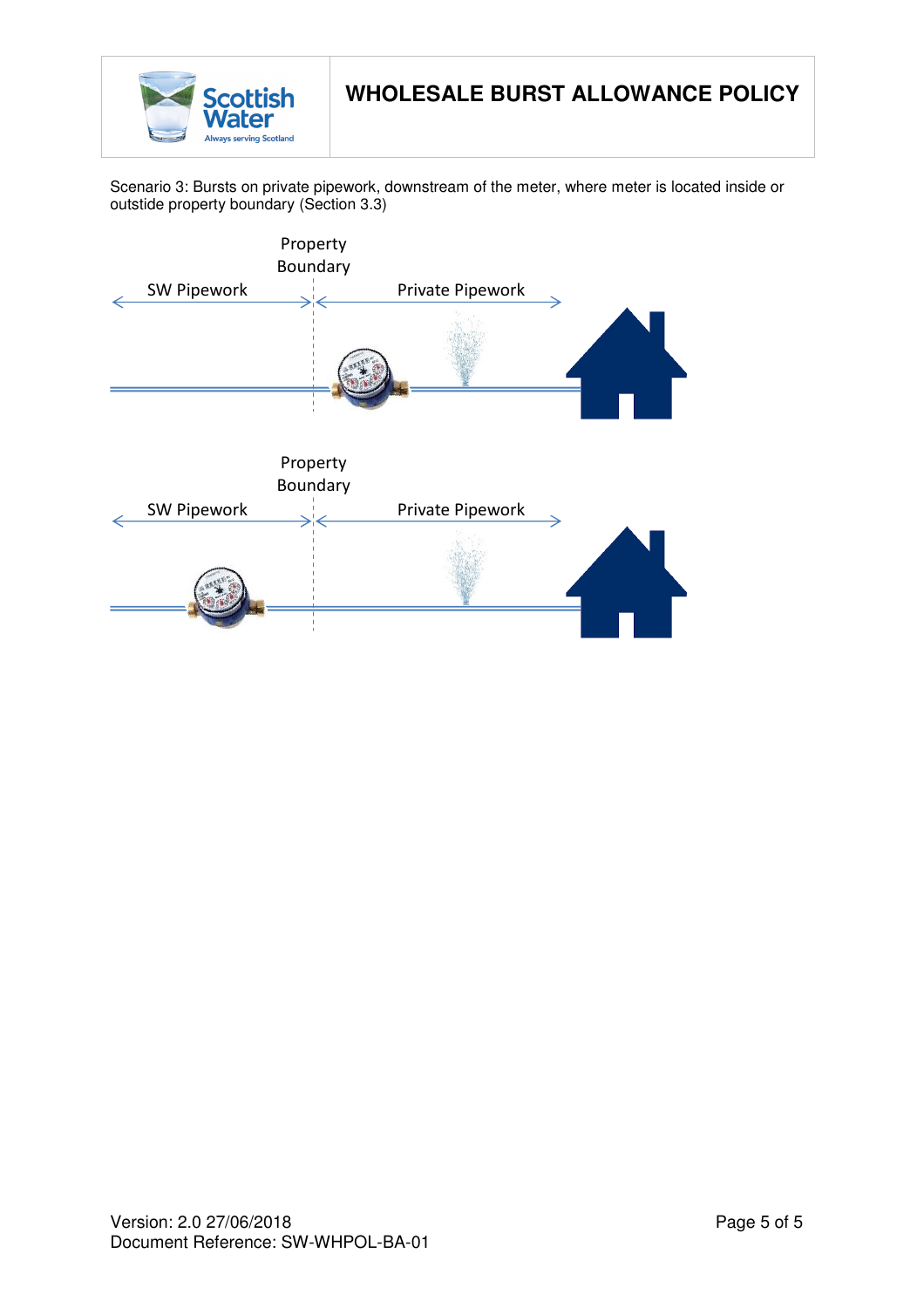Scenario 3: Bursts on private pipework, downstream of the meter, where meter is located inside or outstide property boundary (Section 3.3)

Property Boundary

SW Pipework

Private Pipework

Property Boundary

SW Pipework

Private Pipework